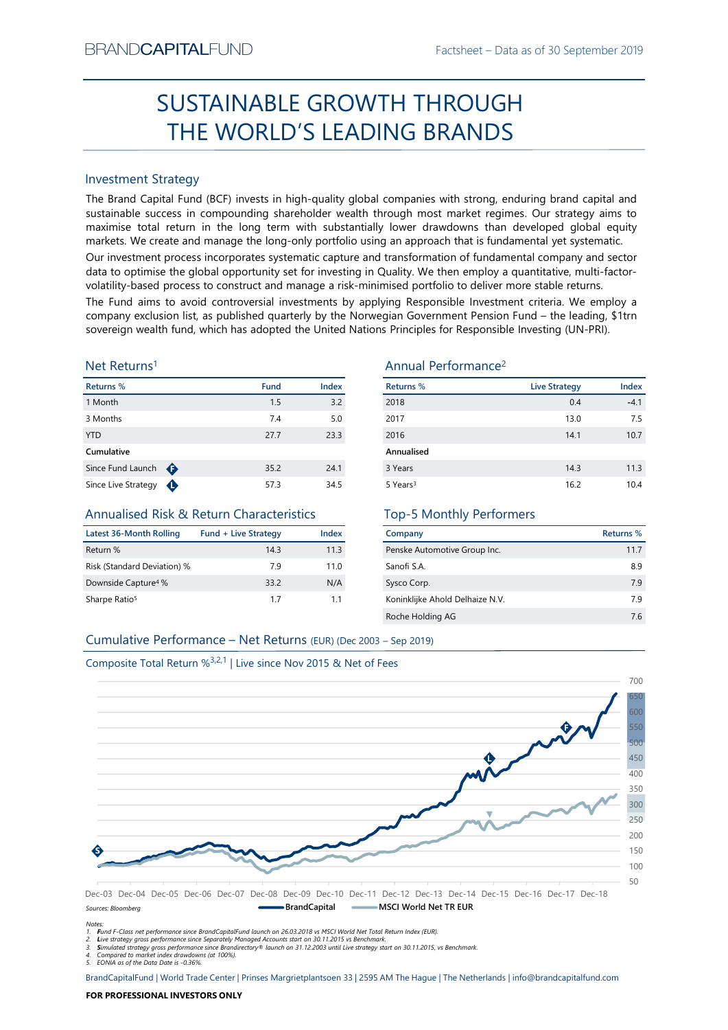BRANDCAPITALFUND

Factsheet – Data as of 30 September 2019

# SUSTAINABLE GROWTH THROUGH THE WORLD'S LEADING BRANDS

## Investment Strategy

The Brand Capital Fund (BCF) invests in high-quality global companies with strong, enduring brand capital and sustainable success in compounding shareholder wealth through most market regimes. Our strategy aims to maximise total return in the long term with substantially lower drawdowns than developed global equity markets. We create and manage the long-only portfolio using an approach that is fundamental yet systematic.

Our investment process incorporates systematic capture and transformation of fundamental company and sector data to optimise the global opportunity set for investing in Quality. We then employ a quantitative, multi-factor-volatility-based process to construct and manage a risk-minimised portfolio to deliver more stable returns.

The Fund aims to avoid controversial investments by applying Responsible Investment criteria. We employ a company exclusion list, as published quarterly by the Norwegian Government Pension Fund – the leading, $1trn sovereign wealth fund, which has adopted the United Nations Principles for Responsible Investing (UN-PRI).

## Net Returns[1]

| Returns % | Fund | Index |
|---|---|---|
| 1 Month | 1.5 | 3.2 |
| 3 Months | 7.4 | 5.0 |
| YTD | 27.7 | 23.3 |
| **Cumulative** | | |
| Since Fund Launch | 35.2 | 24.1 |
| Since Live Strategy | 57.3 | 34.5 |

## Annual Performance[2]

| Returns % | Live Strategy | Index |
|---|---|---|
| 2018 | 0.4 | -4.1 |
| 2017 | 13.0 | 7.5 |
| 2016 | 14.1 | 10.7 |
| **Annualised** | | |
| 3 Years | 14.3 | 11.3 |
| 5 Years[3] | 16.2 | 10.4 |

## Annualised Risk & Return Characteristics

| Latest 36-Month Rolling | Fund + Live Strategy | Index |
|---|---|---|
| Return % | 14.3 | 11.3 |
| Risk (Standard Deviation) % | 7.9 | 11.0 |
| Downside Capture[4] % | 33.2 | N/A |
| Sharpe Ratio[5] | 1.7 | 1.1 |

## Top-5 Monthly Performers

| Company | Returns % |
|---|---|
| Penske Automotive Group Inc. | 11.7 |
| Sanofi S.A. | 8.9 |
| Sysco Corp. | 7.9 |
| Koninklijke Ahold Delhaize N.V. | 7.9 |
| Roche Holding AG | 7.6 |

## Cumulative Performance – Net Returns (EUR) (Dec 2003 – Sep 2019)

Composite Total Return %[3,2,1] | Live since Nov 2015 & Net of Fees

Sources: Bloomberg — BrandCapital — MSCI World Net TR EUR

Notes:
1. Fund F-Class net performance since BrandCapitalFund launch on 26.03.2018 vs MSCI World Net Total Return Index (EUR).
2. Live strategy gross performance since Separately Managed Accounts start on 30.11.2015 vs Benchmark.
3. Simulated strategy gross performance since Brandirectory® launch on 31.12.2003 until Live strategy start on 30.11.2015, vs Benchmark.
4. Compared to market index drawdowns (at 100%).
5. EONIA as of the Data Date is -0.36%.

BrandCapitalFund | World Trade Center | Prinses Margrietplantsoen 33 | 2595 AM The Hague | The Netherlands | info@brandcapitalfund.com

**FOR PROFESSIONAL INVESTORS ONLY**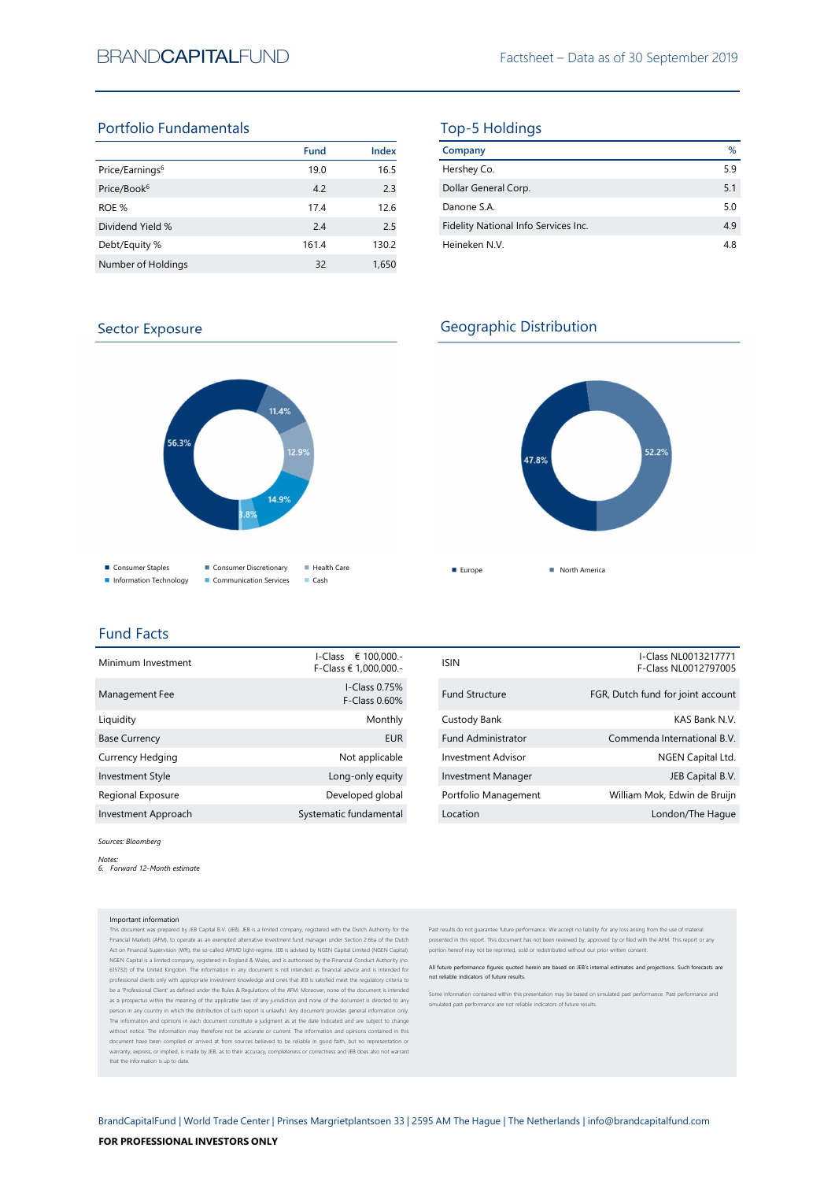# BRANDCAPITALFUND

Factsheet – Data as of 30 September 2019

## Portfolio Fundamentals

| | Fund | Index |
|---|---|---|
| Price/Earnings[6] | 19.0 | 16.5 |
| Price/Book[6] | 4.2 | 2.3 |
| ROE % | 17.4 | 12.6 |
| Dividend Yield % | 2.4 | 2.5 |
| Debt/Equity % | 161.4 | 130.2 |
| Number of Holdings | 32 | 1,650 |

## Top-5 Holdings

| Company | % |
|---|---|
| Hershey Co. | 5.9 |
| Dollar General Corp. | 5.1 |
| Danone S.A. | 5.0 |
| Fidelity National Info Services Inc. | 4.9 |
| Heineken N.V. | 4.8 |

## Sector Exposure

56.3%
11.4%
12.9%
14.9%
3.8%

Consumer Staples
Consumer Discretionary
Health Care
Information Technology
Communication Services
Cash

## Geographic Distribution

47.8%
52.2%

Europe
North America

## Fund Facts

| | | | |
|---|---|---|---|
| Minimum Investment | I-Class € 100,000.- F-Class € 1,000,000.- | ISIN | I-Class NL0013217771 F-Class NL0012797005 |
| Management Fee | I-Class 0.75% F-Class 0.60% | Fund Structure | FGR, Dutch fund for joint account |
| Liquidity | Monthly | Custody Bank | KAS Bank N.V. |
| Base Currency | EUR | Fund Administrator | Commenda International B.V. |
| Currency Hedging | Not applicable | Investment Advisor | NGEN Capital Ltd. |
| Investment Style | Long-only equity | Investment Manager | JEB Capital B.V. |
| Regional Exposure | Developed global | Portfolio Management | William Mok, Edwin de Bruijn |
| Investment Approach | Systematic fundamental | Location | London/The Hague |

*Sources: Bloomberg*

*Notes:*
*6. Forward 12-Month estimate*

Important information

This document was prepared by JEB Capital B.V. (JEB). JEB is a limited company, registered with the Dutch Authority for the Financial Markets (AFM), to operate as an exempted alternative investment fund manager under Section 2:66a of the Dutch Act on Financial Supervision (Wft), the so-called AIFMD light-regime. JEB is advised by NGEN Capital Limited (NGEN Capital). NGEN Capital is a limited company, registered in England & Wales, and is authorised by the Financial Conduct Authority (no. 615732) of the United Kingdom. The information in any document is not intended as financial advice and is intended for professional clients only with appropriate investment knowledge and ones that JEB is satisfied meet the regulatory criteria to be a 'Professional Client' as defined under the Rules & Regulations of the AFM. Moreover, none of the document is intended as a prospectus within the meaning of the applicable laws of any jurisdiction and none of the document is directed to any person in any country in which the distribution of such report is unlawful. Any document provides general information only. The information and opinions in each document constitute a judgment as at the date indicated and are subject to change without notice. The information may therefore not be accurate or current. The information and opinions contained in this document have been compiled or arrived at from sources believed to be reliable in good faith, but no representation or warranty, express, or implied, is made by JEB, as to their accuracy, completeness or correctness and JEB does also not warrant that the information is up to date.

Past results do not guarantee future performance. We accept no liability for any loss arising from the use of material presented in this report. This document has not been reviewed by, approved by or filed with the AFM. This report or any portion hereof may not be reprinted, sold or redistributed without our prior written consent.

All future performance figures quoted herein are based on JEB's internal estimates and projections. Such forecasts are not reliable indicators of future results.

Some information contained within this presentation may be based on simulated past performance. Past performance and simulated past performance are not reliable indicators of future results.

BrandCapitalFund | World Trade Center | Prinses Margrietplantsoen 33 | 2595 AM The Hague | The Netherlands | info@brandcapitalfund.com

**FOR PROFESSIONAL INVESTORS ONLY**